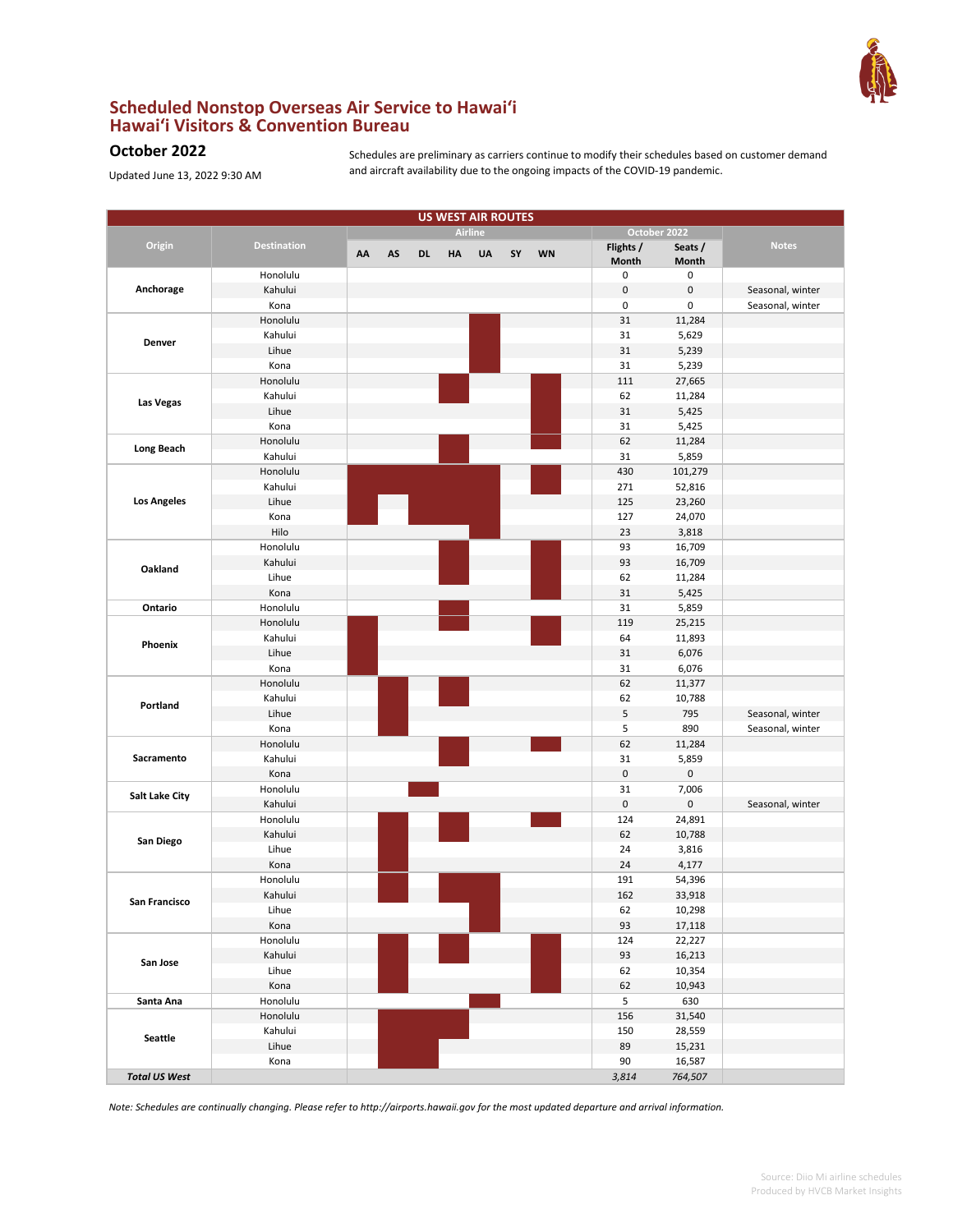# Scheduled Nonstop Overseas Air Service to Hawaiʻi
## Hawaiʻi Visitors & Convention Bureau

### October 2022

Updated June 13, 2022 9:30 AM

Schedules are preliminary as carriers continue to modify their schedules based on customer demand and aircraft availability due to the ongoing impacts of the COVID-19 pandemic.

**US WEST AIR ROUTES**

(● = airline serves the route)

| Origin | Destination | Airline | | | | | | | October 2022 | | Notes |
|---|---|---|---|---|---|---|---|---|---|---|---|
| | | AA | AS | DL | HA | UA | SY | WN | Flights / Month | Seats / Month | |
| Anchorage | Honolulu | | | | | | | | 0 | 0 | |
| | Kahului | | | | | | | | 0 | 0 | Seasonal, winter |
| | Kona | | | | | | | | 0 | 0 | Seasonal, winter |
| Denver | Honolulu | | | | | ● | | | 31 | 11,284 | |
| | Kahului | | | | | ● | | | 31 | 5,629 | |
| | Lihue | | | | | ● | | | 31 | 5,239 | |
| | Kona | | | | | ● | | | 31 | 5,239 | |
| Las Vegas | Honolulu | | | | ● | | | ● | 111 | 27,665 | |
| | Kahului | | | | ● | | | ● | 62 | 11,284 | |
| | Lihue | | | | | | | ● | 31 | 5,425 | |
| | Kona | | | | | | | ● | 31 | 5,425 | |
| Long Beach | Honolulu | | | | ● | | | ● | 62 | 11,284 | |
| | Kahului | | | | ● | | | | 31 | 5,859 | |
| Los Angeles | Honolulu | ● | ● | ● | ● | ● | | ● | 430 | 101,279 | |
| | Kahului | ● | ● | ● | ● | ● | | ● | 271 | 52,816 | |
| | Lihue | ● | | ● | ● | ● | | | 125 | 23,260 | |
| | Kona | ● | | ● | ● | ● | | | 127 | 24,070 | |
| | Hilo | | | | | ● | | | 23 | 3,818 | |
| Oakland | Honolulu | | | | ● | | | ● | 93 | 16,709 | |
| | Kahului | | | | ● | | | ● | 93 | 16,709 | |
| | Lihue | | | | ● | | | ● | 62 | 11,284 | |
| | Kona | | | | | | | ● | 31 | 5,425 | |
| Ontario | Honolulu | | | | ● | | | | 31 | 5,859 | |
| Phoenix | Honolulu | ● | | | ● | | | ● | 119 | 25,215 | |
| | Kahului | ● | | | | | | ● | 64 | 11,893 | |
| | Lihue | ● | | | | | | | 31 | 6,076 | |
| | Kona | ● | | | | | | | 31 | 6,076 | |
| Portland | Honolulu | | ● | | ● | | | | 62 | 11,377 | |
| | Kahului | | ● | | ● | | | | 62 | 10,788 | |
| | Lihue | | ● | | | | | | 5 | 795 | Seasonal, winter |
| | Kona | | ● | | | | | | 5 | 890 | Seasonal, winter |
| Sacramento | Honolulu | | | | ● | | | ● | 62 | 11,284 | |
| | Kahului | | | | ● | | | | 31 | 5,859 | |
| | Kona | | | | | | | | 0 | 0 | |
| Salt Lake City | Honolulu | | | ● | | | | | 31 | 7,006 | |
| | Kahului | | | | | | | | 0 | 0 | Seasonal, winter |
| San Diego | Honolulu | | ● | | ● | | | ● | 124 | 24,891 | |
| | Kahului | | ● | | ● | | | | 62 | 10,788 | |
| | Lihue | | ● | | | | | | 24 | 3,816 | |
| | Kona | | ● | | | | | | 24 | 4,177 | |
| San Francisco | Honolulu | | ● | | ● | ● | | | 191 | 54,396 | |
| | Kahului | | ● | | ● | ● | | | 162 | 33,918 | |
| | Lihue | | | | | ● | | | 62 | 10,298 | |
| | Kona | | | | | ● | | | 93 | 17,118 | |
| San Jose | Honolulu | | ● | | ● | | | ● | 124 | 22,227 | |
| | Kahului | | ● | | ● | | | ● | 93 | 16,213 | |
| | Lihue | | ● | | | | | ● | 62 | 10,354 | |
| | Kona | | ● | | | | | ● | 62 | 10,943 | |
| Santa Ana | Honolulu | | | | | ● | | | 5 | 630 | |
| Seattle | Honolulu | | ● | ● | ● | | | | 156 | 31,540 | |
| | Kahului | | ● | ● | ● | | | | 150 | 28,559 | |
| | Lihue | | ● | ● | | | | | 89 | 15,231 | |
| | Kona | | ● | ● | | | | | 90 | 16,587 | |
| ***Total US West*** | | | | | | | | | *3,814* | *764,507* | |

*Note: Schedules are continually changing. Please refer to http://airports.hawaii.gov for the most updated departure and arrival information.*

Source: Diio Mi airline schedules
Produced by HVCB Market Insights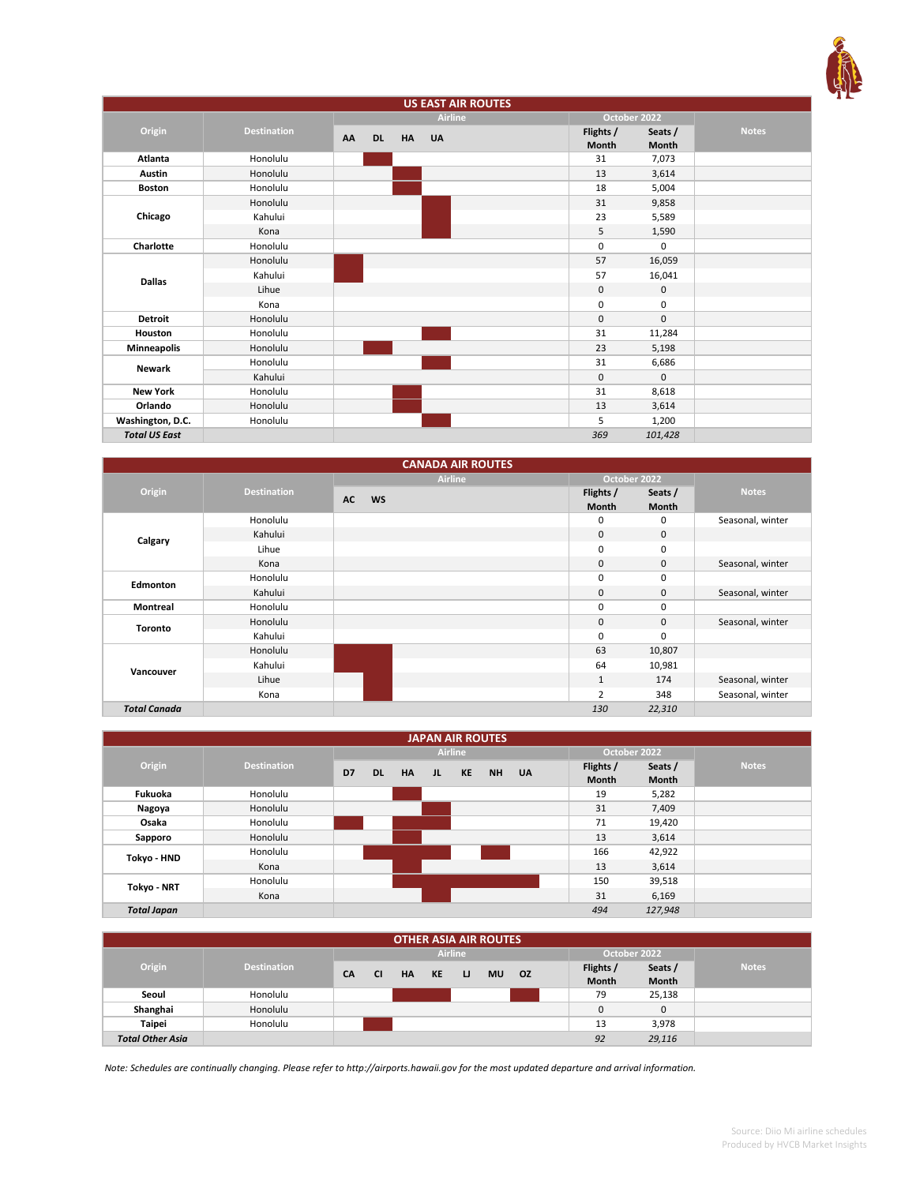## US EAST AIR ROUTES

| Origin | Destination | Airline | | | | October 2022 | | Notes |
|---|---|---|---|---|---|---|---|---|
| | | AA | DL | HA | UA | Flights / Month | Seats / Month | |
| Atlanta | Honolulu | | ■ | | | 31 | 7,073 | |
| Austin | Honolulu | | | ■ | | 13 | 3,614 | |
| Boston | Honolulu | | | ■ | | 18 | 5,004 | |
| Chicago | Honolulu | | | | ■ | 31 | 9,858 | |
| | Kahului | | | | ■ | 23 | 5,589 | |
| | Kona | | | | ■ | 5 | 1,590 | |
| Charlotte | Honolulu | | | | | 0 | 0 | |
| Dallas | Honolulu | ■ | | | | 57 | 16,059 | |
| | Kahului | ■ | | | | 57 | 16,041 | |
| | Lihue | | | | | 0 | 0 | |
| | Kona | | | | | 0 | 0 | |
| Detroit | Honolulu | | | | | 0 | 0 | |
| Houston | Honolulu | | | | ■ | 31 | 11,284 | |
| Minneapolis | Honolulu | | ■ | | | 23 | 5,198 | |
| Newark | Honolulu | | | | ■ | 31 | 6,686 | |
| | Kahului | | | | | 0 | 0 | |
| New York | Honolulu | | | ■ | | 31 | 8,618 | |
| Orlando | Honolulu | | | ■ | | 13 | 3,614 | |
| Washington, D.C. | Honolulu | | | | ■ | 5 | 1,200 | |
| ***Total US East*** | | | | | | *369* | *101,428* | |

## CANADA AIR ROUTES

| Origin | Destination | Airline | | October 2022 | | Notes |
|---|---|---|---|---|---|---|
| | | AC | WS | Flights / Month | Seats / Month | |
| Calgary | Honolulu | | | 0 | 0 | Seasonal, winter |
| | Kahului | | | 0 | 0 | |
| | Lihue | | | 0 | 0 | |
| | Kona | | | 0 | 0 | Seasonal, winter |
| Edmonton | Honolulu | | | 0 | 0 | |
| | Kahului | | | 0 | 0 | Seasonal, winter |
| Montreal | Honolulu | | | 0 | 0 | |
| Toronto | Honolulu | | | 0 | 0 | Seasonal, winter |
| | Kahului | | | 0 | 0 | |
| Vancouver | Honolulu | ■ | ■ | 63 | 10,807 | |
| | Kahului | ■ | ■ | 64 | 10,981 | |
| | Lihue | | ■ | 1 | 174 | Seasonal, winter |
| | Kona | | ■ | 2 | 348 | Seasonal, winter |
| ***Total Canada*** | | | | *130* | *22,310* | |

## JAPAN AIR ROUTES

| Origin | Destination | Airline | | | | | | | October 2022 | | Notes |
|---|---|---|---|---|---|---|---|---|---|---|---|
| | | D7 | DL | HA | JL | KE | NH | UA | Flights / Month | Seats / Month | |
| Fukuoka | Honolulu | | | ■ | | | | | 19 | 5,282 | |
| Nagoya | Honolulu | | | | ■ | | | | 31 | 7,409 | |
| Osaka | Honolulu | ■ | | ■ | ■ | | | | 71 | 19,420 | |
| Sapporo | Honolulu | | | ■ | | | | | 13 | 3,614 | |
| Tokyo - HND | Honolulu | | ■ | ■ | ■ | | ■ | | 166 | 42,922 | |
| | Kona | | | ■ | | | | | 13 | 3,614 | |
| Tokyo - NRT | Honolulu | | | ■ | ■ | ■ | ■ | ■ | 150 | 39,518 | |
| | Kona | | | | ■ | | | | 31 | 6,169 | |
| ***Total Japan*** | | | | | | | | | *494* | *127,948* | |

## OTHER ASIA AIR ROUTES

| Origin | Destination | Airline | | | | | | | October 2022 | | Notes |
|---|---|---|---|---|---|---|---|---|---|---|---|
| | | CA | CI | HA | KE | LJ | MU | OZ | Flights / Month | Seats / Month | |
| Seoul | Honolulu | | | ■ | ■ | | | ■ | 79 | 25,138 | |
| Shanghai | Honolulu | | | | | | | | 0 | 0 | |
| Taipei | Honolulu | | ■ | | | | | | 13 | 3,978 | |
| ***Total Other Asia*** | | | | | | | | | *92* | *29,116* | |

*Note: Schedules are continually changing. Please refer to http://airports.hawaii.gov for the most updated departure and arrival information.*

Source: Diio Mi airline schedules
Produced by HVCB Market Insights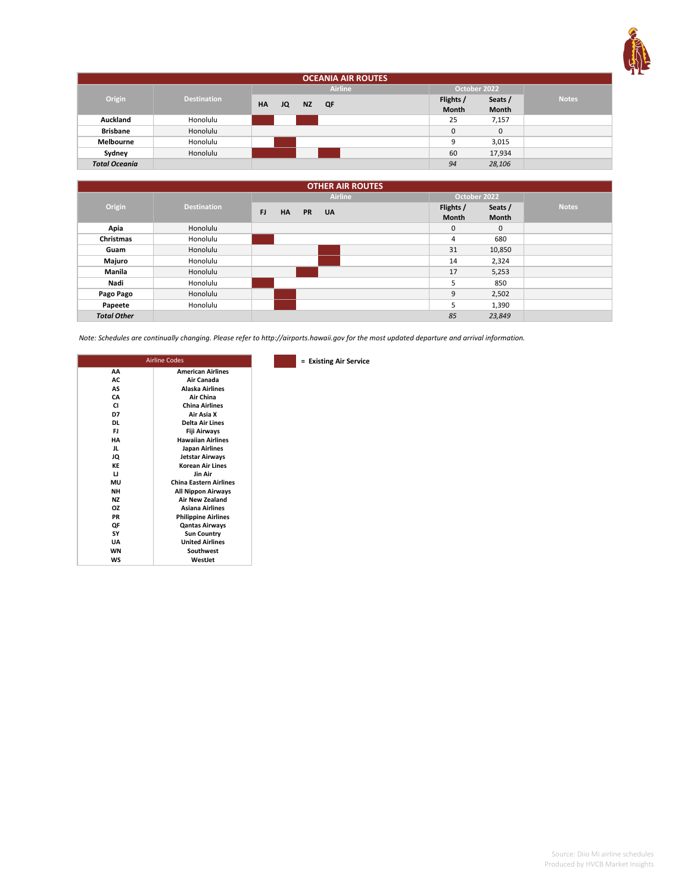## OCEANIA AIR ROUTES

| Origin | Destination | Airline | | | | October 2022 | | Notes |
|---|---|---|---|---|---|---|---|---|
| | | HA | JQ | NZ | QF | Flights / Month | Seats / Month | |
| Auckland | Honolulu | ■ | | ■ | | 25 | 7,157 | |
| Brisbane | Honolulu | | | | | 0 | 0 | |
| Melbourne | Honolulu | | ■ | | | 9 | 3,015 | |
| Sydney | Honolulu | ■ | ■ | | ■ | 60 | 17,934 | |
| ***Total Oceania*** | | | | | | *94* | *28,106* | |

## OTHER AIR ROUTES

| Origin | Destination | Airline | | | | October 2022 | | Notes |
|---|---|---|---|---|---|---|---|---|
| | | FJ | HA | PR | UA | Flights / Month | Seats / Month | |
| Apia | Honolulu | | | | | 0 | 0 | |
| Christmas | Honolulu | ■ | | | | 4 | 680 | |
| Guam | Honolulu | | | | ■ | 31 | 10,850 | |
| Majuro | Honolulu | | | | ■ | 14 | 2,324 | |
| Manila | Honolulu | | | ■ | | 17 | 5,253 | |
| Nadi | Honolulu | ■ | | | | 5 | 850 | |
| Pago Pago | Honolulu | | ■ | | | 9 | 2,502 | |
| Papeete | Honolulu | | ■ | | | 5 | 1,390 | |
| ***Total Other*** | | | | | | *85* | *23,849* | |

*Note: Schedules are continually changing. Please refer to http://airports.hawaii.gov for the most updated departure and arrival information.*

| Airline Codes | |
|---|---|
| AA | American Airlines |
| AC | Air Canada |
| AS | Alaska Airlines |
| CA | Air China |
| CI | China Airlines |
| D7 | Air Asia X |
| DL | Delta Air Lines |
| FJ | Fiji Airways |
| HA | Hawaiian Airlines |
| JL | Japan Airlines |
| JQ | Jetstar Airways |
| KE | Korean Air Lines |
| LJ | Jin Air |
| MU | China Eastern Airlines |
| NH | All Nippon Airways |
| NZ | Air New Zealand |
| OZ | Asiana Airlines |
| PR | Philippine Airlines |
| QF | Qantas Airways |
| SY | Sun Country |
| UA | United Airlines |
| WN | Southwest |
| WS | WestJet |

■ **= Existing Air Service**

Source: Diio Mi airline schedules
Produced by HVCB Market Insights